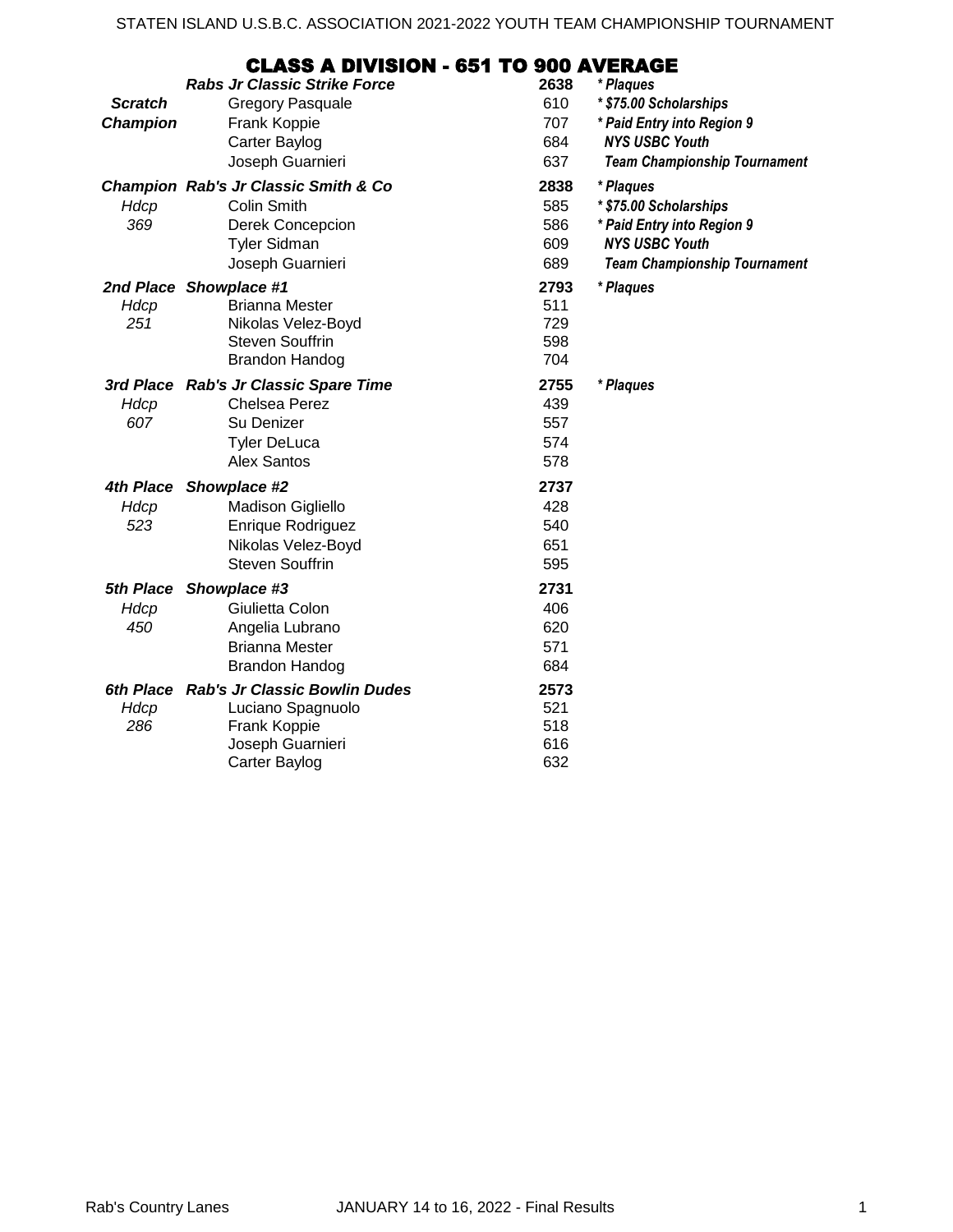STATEN ISLAND U.S.B.C. ASSOCIATION 2021-2022 YOUTH TEAM CHAMPIONSHIP TOURNAMENT

## CLASS A DIVISION - 651 TO 900 AVERAGE

| | Team / Bowler | Score | Awards |
|---|---|---|---|
| | ***Rabs Jr Classic Strike Force*** | **2638** | *\* Plaques* |
| ***Scratch*** | Gregory Pasquale | 610 | *\* $75.00 Scholarships* |
| ***Champion*** | Frank Koppie | 707 | *\* Paid Entry into Region 9* |
| | Carter Baylog | 684 | *NYS USBC Youth* |
| | Joseph Guarnieri | 637 | *Team Championship Tournament* |
| ***Champion*** | ***Rab's Jr Classic Smith & Co*** | **2838** | *\* Plaques* |
| *Hdcp* | Colin Smith | 585 | *\* $75.00 Scholarships* |
| *369* | Derek Concepcion | 586 | *\* Paid Entry into Region 9* |
| | Tyler Sidman | 609 | *NYS USBC Youth* |
| | Joseph Guarnieri | 689 | *Team Championship Tournament* |
| ***2nd Place*** | ***Showplace #1*** | **2793** | *\* Plaques* |
| *Hdcp* | Brianna Mester | 511 | |
| *251* | Nikolas Velez-Boyd | 729 | |
| | Steven Souffrin | 598 | |
| | Brandon Handog | 704 | |
| ***3rd Place*** | ***Rab's Jr Classic Spare Time*** | **2755** | *\* Plaques* |
| *Hdcp* | Chelsea Perez | 439 | |
| *607* | Su Denizer | 557 | |
| | Tyler DeLuca | 574 | |
| | Alex Santos | 578 | |
| ***4th Place*** | ***Showplace #2*** | **2737** | |
| *Hdcp* | Madison Gigliello | 428 | |
| *523* | Enrique Rodriguez | 540 | |
| | Nikolas Velez-Boyd | 651 | |
| | Steven Souffrin | 595 | |
| ***5th Place*** | ***Showplace #3*** | **2731** | |
| *Hdcp* | Giulietta Colon | 406 | |
| *450* | Angelia Lubrano | 620 | |
| | Brianna Mester | 571 | |
| | Brandon Handog | 684 | |
| ***6th Place*** | ***Rab's Jr Classic Bowlin Dudes*** | **2573** | |
| *Hdcp* | Luciano Spagnuolo | 521 | |
| *286* | Frank Koppie | 518 | |
| | Joseph Guarnieri | 616 | |
| | Carter Baylog | 632 | |

Rab's Country Lanes — JANUARY 14 to 16, 2022 - Final Results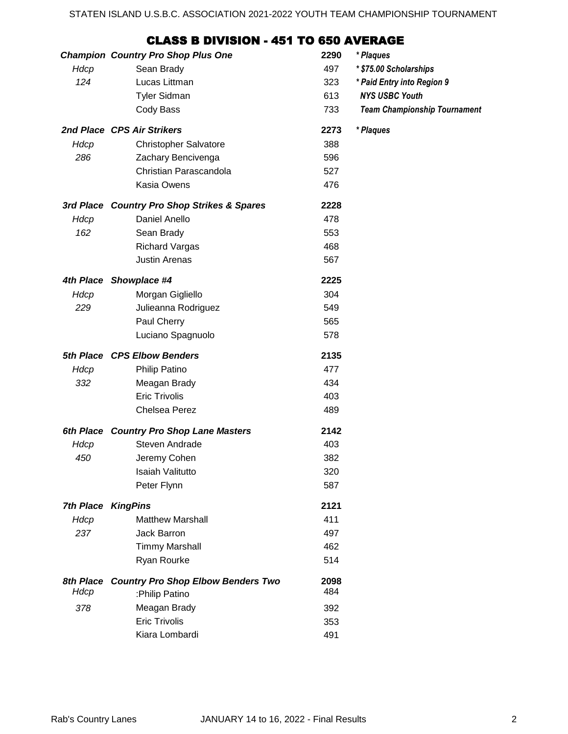## CLASS B DIVISION - 451 TO 650 AVERAGE

| | | | |
|---|---|---|---|
| ***Champion*** | ***Country Pro Shop Plus One*** | **2290** | ***\* Plaques*** |
| *Hdcp* | Sean Brady | 497 | ***\* $75.00 Scholarships*** |
| *124* | Lucas Littman | 323 | ***\* Paid Entry into Region 9*** |
| | Tyler Sidman | 613 | ***NYS USBC Youth*** |
| | Cody Bass | 733 | ***Team Championship Tournament*** |
| ***2nd Place*** | ***CPS Air Strikers*** | **2273** | ***\* Plaques*** |
| *Hdcp* | Christopher Salvatore | 388 | |
| *286* | Zachary Bencivenga | 596 | |
| | Christian Parascandola | 527 | |
| | Kasia Owens | 476 | |
| ***3rd Place*** | ***Country Pro Shop Strikes & Spares*** | **2228** | |
| *Hdcp* | Daniel Anello | 478 | |
| *162* | Sean Brady | 553 | |
| | Richard Vargas | 468 | |
| | Justin Arenas | 567 | |
| ***4th Place*** | ***Showplace #4*** | **2225** | |
| *Hdcp* | Morgan Gigliello | 304 | |
| *229* | Julieanna Rodriguez | 549 | |
| | Paul Cherry | 565 | |
| | Luciano Spagnuolo | 578 | |
| ***5th Place*** | ***CPS Elbow Benders*** | **2135** | |
| *Hdcp* | Philip Patino | 477 | |
| *332* | Meagan Brady | 434 | |
| | Eric Trivolis | 403 | |
| | Chelsea Perez | 489 | |
| ***6th Place*** | ***Country Pro Shop Lane Masters*** | **2142** | |
| *Hdcp* | Steven Andrade | 403 | |
| *450* | Jeremy Cohen | 382 | |
| | Isaiah Valitutto | 320 | |
| | Peter Flynn | 587 | |
| ***7th Place*** | ***KingPins*** | **2121** | |
| *Hdcp* | Matthew Marshall | 411 | |
| *237* | Jack Barron | 497 | |
| | Timmy Marshall | 462 | |
| | Ryan Rourke | 514 | |
| ***8th Place*** | ***Country Pro Shop Elbow Benders Two*** | **2098** | |
| *Hdcp* | :Philip Patino | 484 | |
| *378* | Meagan Brady | 392 | |
| | Eric Trivolis | 353 | |
| | Kiara Lombardi | 491 | |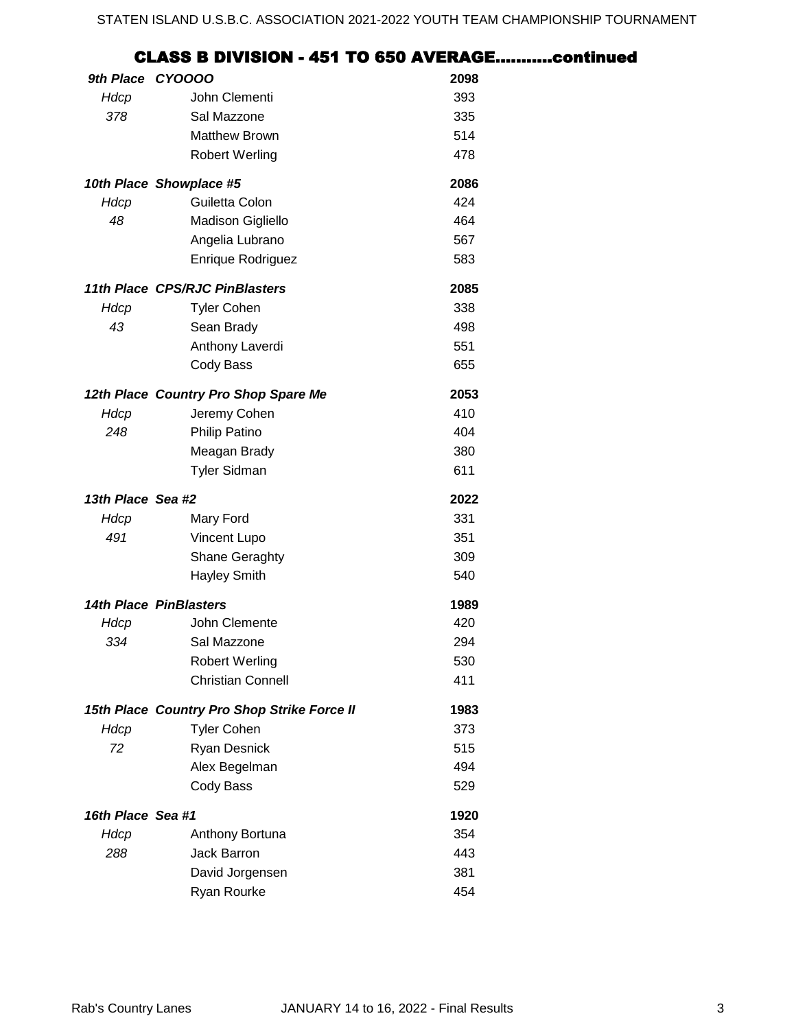## CLASS B DIVISION - 451 TO 650 AVERAGE..........continued

| | | |
|---|---|---|
| ***9th Place CYOOOO*** | | **2098** |
| *Hdcp* | John Clementi | 393 |
| *378* | Sal Mazzone | 335 |
| | Matthew Brown | 514 |
| | Robert Werling | 478 |
| ***10th Place Showplace #5*** | | **2086** |
| *Hdcp* | Guiletta Colon | 424 |
| *48* | Madison Gigliello | 464 |
| | Angelia Lubrano | 567 |
| | Enrique Rodriguez | 583 |
| ***11th Place CPS/RJC PinBlasters*** | | **2085** |
| *Hdcp* | Tyler Cohen | 338 |
| *43* | Sean Brady | 498 |
| | Anthony Laverdi | 551 |
| | Cody Bass | 655 |
| ***12th Place Country Pro Shop Spare Me*** | | **2053** |
| *Hdcp* | Jeremy Cohen | 410 |
| *248* | Philip Patino | 404 |
| | Meagan Brady | 380 |
| | Tyler Sidman | 611 |
| ***13th Place Sea #2*** | | **2022** |
| *Hdcp* | Mary Ford | 331 |
| *491* | Vincent Lupo | 351 |
| | Shane Geraghty | 309 |
| | Hayley Smith | 540 |
| ***14th Place PinBlasters*** | | **1989** |
| *Hdcp* | John Clemente | 420 |
| *334* | Sal Mazzone | 294 |
| | Robert Werling | 530 |
| | Christian Connell | 411 |
| ***15th Place Country Pro Shop Strike Force II*** | | **1983** |
| *Hdcp* | Tyler Cohen | 373 |
| *72* | Ryan Desnick | 515 |
| | Alex Begelman | 494 |
| | Cody Bass | 529 |
| ***16th Place Sea #1*** | | **1920** |
| *Hdcp* | Anthony Bortuna | 354 |
| *288* | Jack Barron | 443 |
| | David Jorgensen | 381 |
| | Ryan Rourke | 454 |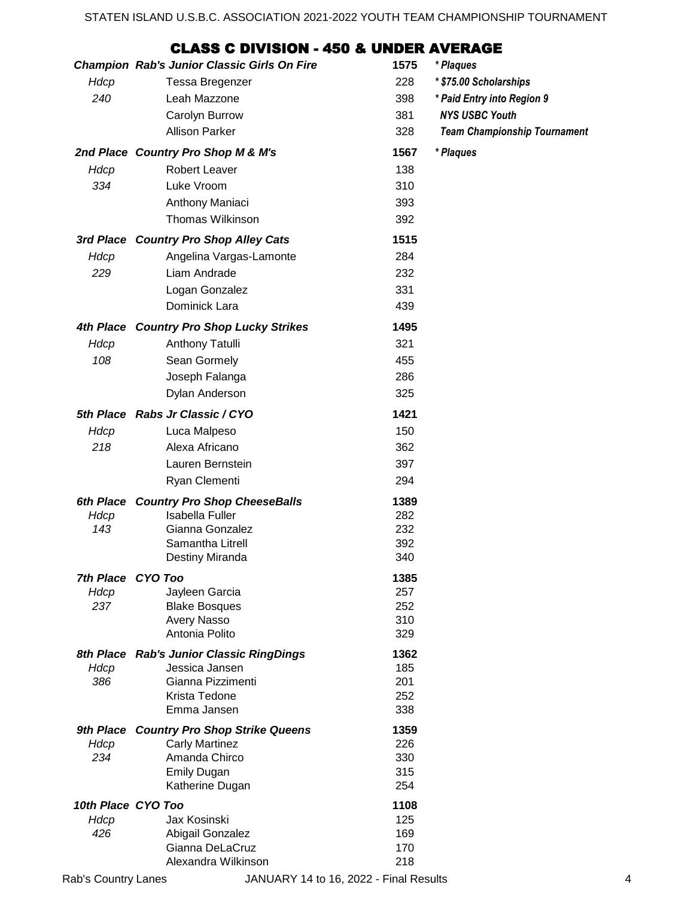## CLASS C DIVISION - 450 & UNDER AVERAGE

| Place / Hdcp | Team / Bowler | Score | Awards |
|---|---|---|---|
| ***Champion*** | ***Rab's Junior Classic Girls On Fire*** | **1575** | *\* Plaques* |
| *Hdcp* | Tessa Bregenzer | 228 | *\* $75.00 Scholarships* |
| *240* | Leah Mazzone | 398 | *\* Paid Entry into Region 9 NYS USBC Youth Team Championship Tournament* |
| | Carolyn Burrow | 381 | |
| | Allison Parker | 328 | |
| ***2nd Place*** | ***Country Pro Shop M & M's*** | **1567** | *\* Plaques* |
| *Hdcp* | Robert Leaver | 138 | |
| *334* | Luke Vroom | 310 | |
| | Anthony Maniaci | 393 | |
| | Thomas Wilkinson | 392 | |
| ***3rd Place*** | ***Country Pro Shop Alley Cats*** | **1515** | |
| *Hdcp* | Angelina Vargas-Lamonte | 284 | |
| *229* | Liam Andrade | 232 | |
| | Logan Gonzalez | 331 | |
| | Dominick Lara | 439 | |
| ***4th Place*** | ***Country Pro Shop Lucky Strikes*** | **1495** | |
| *Hdcp* | Anthony Tatulli | 321 | |
| *108* | Sean Gormely | 455 | |
| | Joseph Falanga | 286 | |
| | Dylan Anderson | 325 | |
| ***5th Place*** | ***Rabs Jr Classic / CYO*** | **1421** | |
| *Hdcp* | Luca Malpeso | 150 | |
| *218* | Alexa Africano | 362 | |
| | Lauren Bernstein | 397 | |
| | Ryan Clementi | 294 | |
| ***6th Place*** | ***Country Pro Shop CheeseBalls*** | **1389** | |
| *Hdcp* | Isabella Fuller | 282 | |
| *143* | Gianna Gonzalez | 232 | |
| | Samantha Litrell | 392 | |
| | Destiny Miranda | 340 | |
| ***7th Place*** | ***CYO Too*** | **1385** | |
| *Hdcp* | Jayleen Garcia | 257 | |
| *237* | Blake Bosques | 252 | |
| | Avery Nasso | 310 | |
| | Antonia Polito | 329 | |
| ***8th Place*** | ***Rab's Junior Classic RingDings*** | **1362** | |
| *Hdcp* | Jessica Jansen | 185 | |
| *386* | Gianna Pizzimenti | 201 | |
| | Krista Tedone | 252 | |
| | Emma Jansen | 338 | |
| ***9th Place*** | ***Country Pro Shop Strike Queens*** | **1359** | |
| *Hdcp* | Carly Martinez | 226 | |
| *234* | Amanda Chirco | 330 | |
| | Emily Dugan | 315 | |
| | Katherine Dugan | 254 | |
| ***10th Place*** | ***CYO Too*** | **1108** | |
| *Hdcp* | Jax Kosinski | 125 | |
| *426* | Abigail Gonzalez | 169 | |
| | Gianna DeLaCruz | 170 | |
| | Alexandra Wilkinson | 218 | |

Rab's Country Lanes — JANUARY 14 to 16, 2022 - Final Results